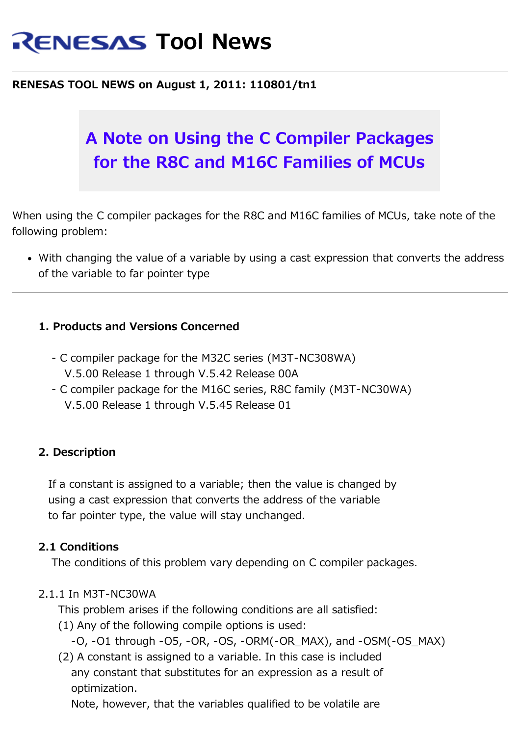# RENESAS Tool News

**RENESAS TOOL NEWS on August 1, 2011: 110801/tn1**

## A Note on Using the C Compiler Packages for the R8C and M16C Families of MCUs

When using the C compiler packages for the R8C and M16C families of MCUs, take note of the following problem:

- With changing the value of a variable by using a cast expression that converts the address of the variable to far pointer type

---

### 1. Products and Versions Concerned

- C compiler package for the M32C series (M3T-NC308WA)
  V.5.00 Release 1 through V.5.42 Release 00A
- C compiler package for the M16C series, R8C family (M3T-NC30WA)
  V.5.00 Release 1 through V.5.45 Release 01

### 2. Description

If a constant is assigned to a variable; then the value is changed by using a cast expression that converts the address of the variable to far pointer type, the value will stay unchanged.

### 2.1 Conditions

The conditions of this problem vary depending on C compiler packages.

2.1.1 In M3T-NC30WA

This problem arises if the following conditions are all satisfied:

(1) Any of the following compile options is used:
-O, -O1 through -O5, -OR, -OS, -ORM(-OR_MAX), and -OSM(-OS_MAX)

(2) A constant is assigned to a variable. In this case is included any constant that substitutes for an expression as a result of optimization.
Note, however, that the variables qualified to be volatile are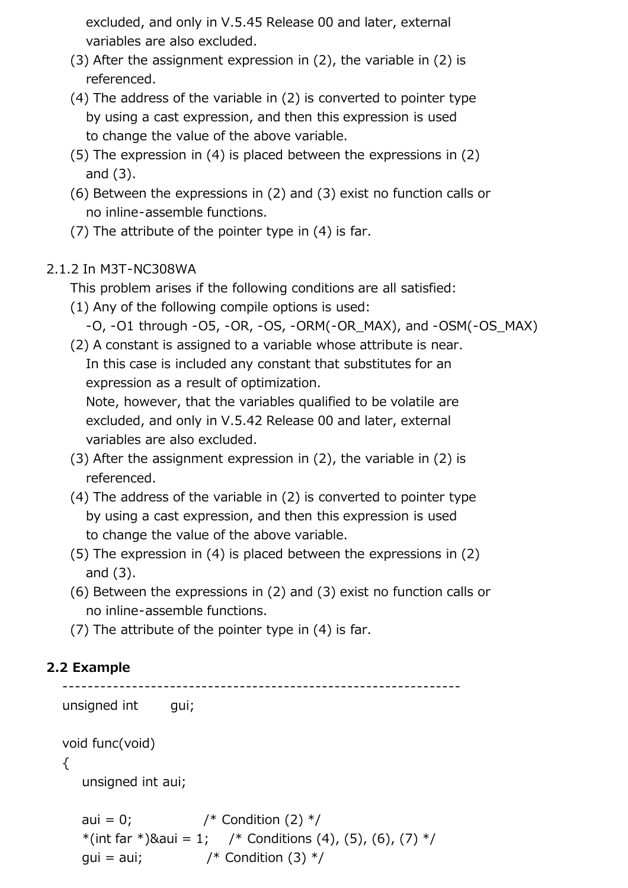excluded, and only in V.5.45 Release 00 and later, external variables are also excluded.

(3) After the assignment expression in (2), the variable in (2) is referenced.

(4) The address of the variable in (2) is converted to pointer type by using a cast expression, and then this expression is used to change the value of the above variable.

(5) The expression in (4) is placed between the expressions in (2) and (3).

(6) Between the expressions in (2) and (3) exist no function calls or no inline-assemble functions.

(7) The attribute of the pointer type in (4) is far.

2.1.2 In M3T-NC308WA

This problem arises if the following conditions are all satisfied:

(1) Any of the following compile options is used:
-O, -O1 through -O5, -OR, -OS, -ORM(-OR_MAX), and -OSM(-OS_MAX)

(2) A constant is assigned to a variable whose attribute is near.
In this case is included any constant that substitutes for an expression as a result of optimization.
Note, however, that the variables qualified to be volatile are excluded, and only in V.5.42 Release 00 and later, external variables are also excluded.

(3) After the assignment expression in (2), the variable in (2) is referenced.

(4) The address of the variable in (2) is converted to pointer type by using a cast expression, and then this expression is used to change the value of the above variable.

(5) The expression in (4) is placed between the expressions in (2) and (3).

(6) Between the expressions in (2) and (3) exist no function calls or no inline-assemble functions.

(7) The attribute of the pointer type in (4) is far.

## 2.2 Example

```
--------------------------------------------------------------
unsigned int      gui;

void func(void)
{
    unsigned int aui;

    aui = 0;                /* Condition (2) */
    *(int far *)&aui = 1;    /* Conditions (4), (5), (6), (7) */
    gui = aui;              /* Condition (3) */
```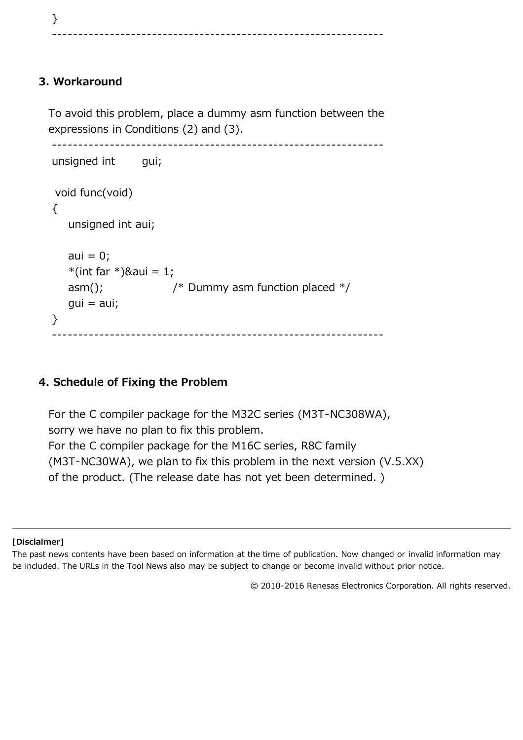```
}
--------------------------------------------------------------
```

### 3. Workaround

To avoid this problem, place a dummy asm function between the expressions in Conditions (2) and (3).

```
--------------------------------------------------------------
unsigned int       gui;

 void func(void)
{
    unsigned int aui;

    aui = 0;
    *(int far *)&aui = 1;
    asm();                  /* Dummy asm function placed */
    gui = aui;
}
--------------------------------------------------------------
```

### 4. Schedule of Fixing the Problem

For the C compiler package for the M32C series (M3T-NC308WA), sorry we have no plan to fix this problem.
For the C compiler package for the M16C series, R8C family (M3T-NC30WA), we plan to fix this problem in the next version (V.5.XX) of the product. (The release date has not yet been determined. )

---

**[Disclaimer]**
The past news contents have been based on information at the time of publication. Now changed or invalid information may be included. The URLs in the Tool News also may be subject to change or become invalid without prior notice.

© 2010-2016 Renesas Electronics Corporation. All rights reserved.